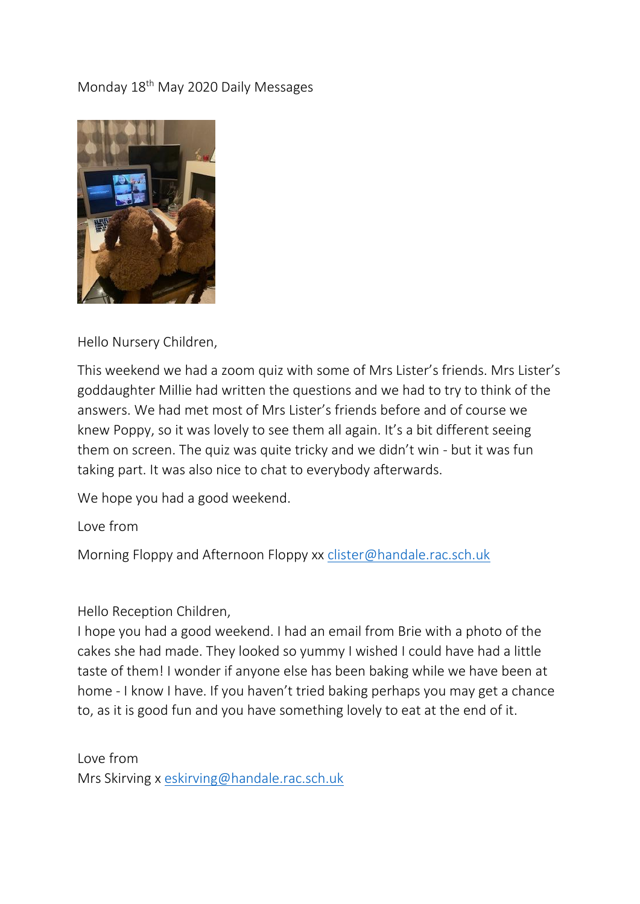Monday 18th May 2020 Daily Messages

Hello Nursery Children,

This weekend we had a zoom quiz with some of Mrs Lister's friends. Mrs Lister's goddaughter Millie had written the questions and we had to try to think of the answers. We had met most of Mrs Lister's friends before and of course we knew Poppy, so it was lovely to see them all again. It's a bit different seeing them on screen. The quiz was quite tricky and we didn't win - but it was fun taking part. It was also nice to chat to everybody afterwards.

We hope you had a good weekend.

Love from

Morning Floppy and Afternoon Floppy xx clister@handale.rac.sch.uk

Hello Reception Children,
I hope you had a good weekend. I had an email from Brie with a photo of the cakes she had made. They looked so yummy I wished I could have had a little taste of them! I wonder if anyone else has been baking while we have been at home - I know I have. If you haven't tried baking perhaps you may get a chance to, as it is good fun and you have something lovely to eat at the end of it.

Love from
Mrs Skirving x eskirving@handale.rac.sch.uk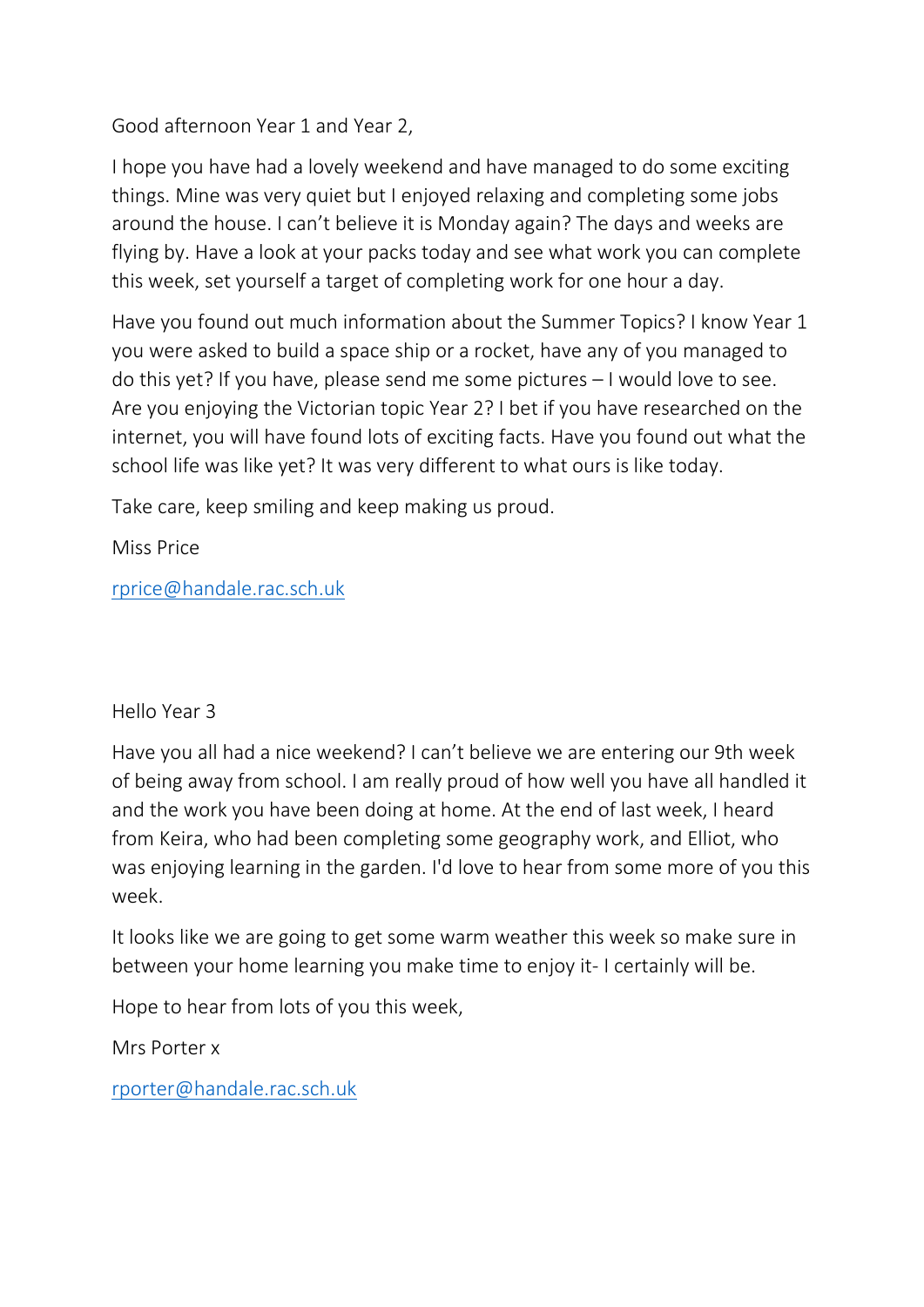Good afternoon Year 1 and Year 2,

I hope you have had a lovely weekend and have managed to do some exciting things. Mine was very quiet but I enjoyed relaxing and completing some jobs around the house. I can't believe it is Monday again? The days and weeks are flying by. Have a look at your packs today and see what work you can complete this week, set yourself a target of completing work for one hour a day.

Have you found out much information about the Summer Topics? I know Year 1 you were asked to build a space ship or a rocket, have any of you managed to do this yet? If you have, please send me some pictures – I would love to see. Are you enjoying the Victorian topic Year 2? I bet if you have researched on the internet, you will have found lots of exciting facts. Have you found out what the school life was like yet? It was very different to what ours is like today.

Take care, keep smiling and keep making us proud.

Miss Price

rprice@handale.rac.sch.uk

Hello Year 3

Have you all had a nice weekend? I can't believe we are entering our 9th week of being away from school. I am really proud of how well you have all handled it and the work you have been doing at home. At the end of last week, I heard from Keira, who had been completing some geography work, and Elliot, who was enjoying learning in the garden. I'd love to hear from some more of you this week.

It looks like we are going to get some warm weather this week so make sure in between your home learning you make time to enjoy it- I certainly will be.

Hope to hear from lots of you this week,

Mrs Porter x

rporter@handale.rac.sch.uk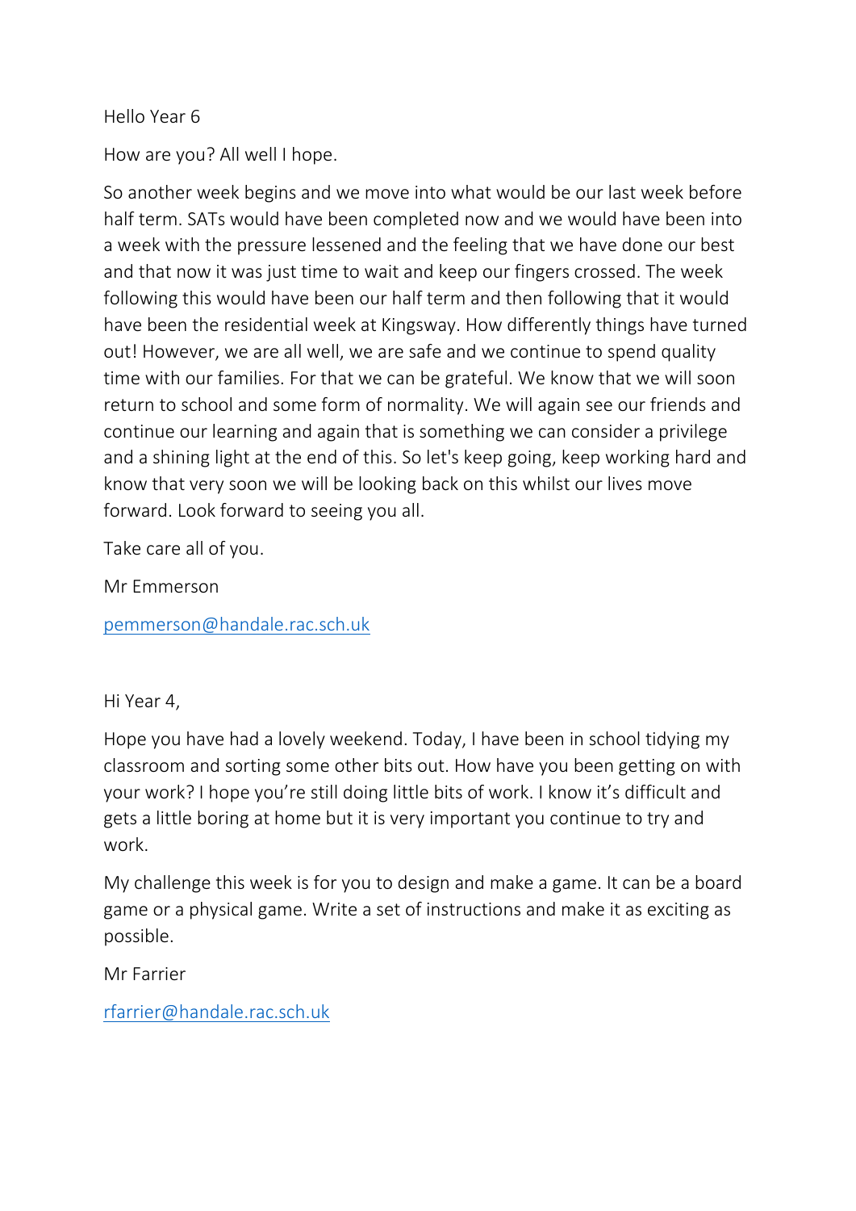Hello Year 6

How are you? All well I hope.

So another week begins and we move into what would be our last week before half term. SATs would have been completed now and we would have been into a week with the pressure lessened and the feeling that we have done our best and that now it was just time to wait and keep our fingers crossed. The week following this would have been our half term and then following that it would have been the residential week at Kingsway. How differently things have turned out! However, we are all well, we are safe and we continue to spend quality time with our families. For that we can be grateful. We know that we will soon return to school and some form of normality. We will again see our friends and continue our learning and again that is something we can consider a privilege and a shining light at the end of this. So let's keep going, keep working hard and know that very soon we will be looking back on this whilst our lives move forward. Look forward to seeing you all.

Take care all of you.

Mr Emmerson

pemmerson@handale.rac.sch.uk

Hi Year 4,

Hope you have had a lovely weekend. Today, I have been in school tidying my classroom and sorting some other bits out. How have you been getting on with your work? I hope you're still doing little bits of work. I know it's difficult and gets a little boring at home but it is very important you continue to try and work.

My challenge this week is for you to design and make a game. It can be a board game or a physical game. Write a set of instructions and make it as exciting as possible.

Mr Farrier

rfarrier@handale.rac.sch.uk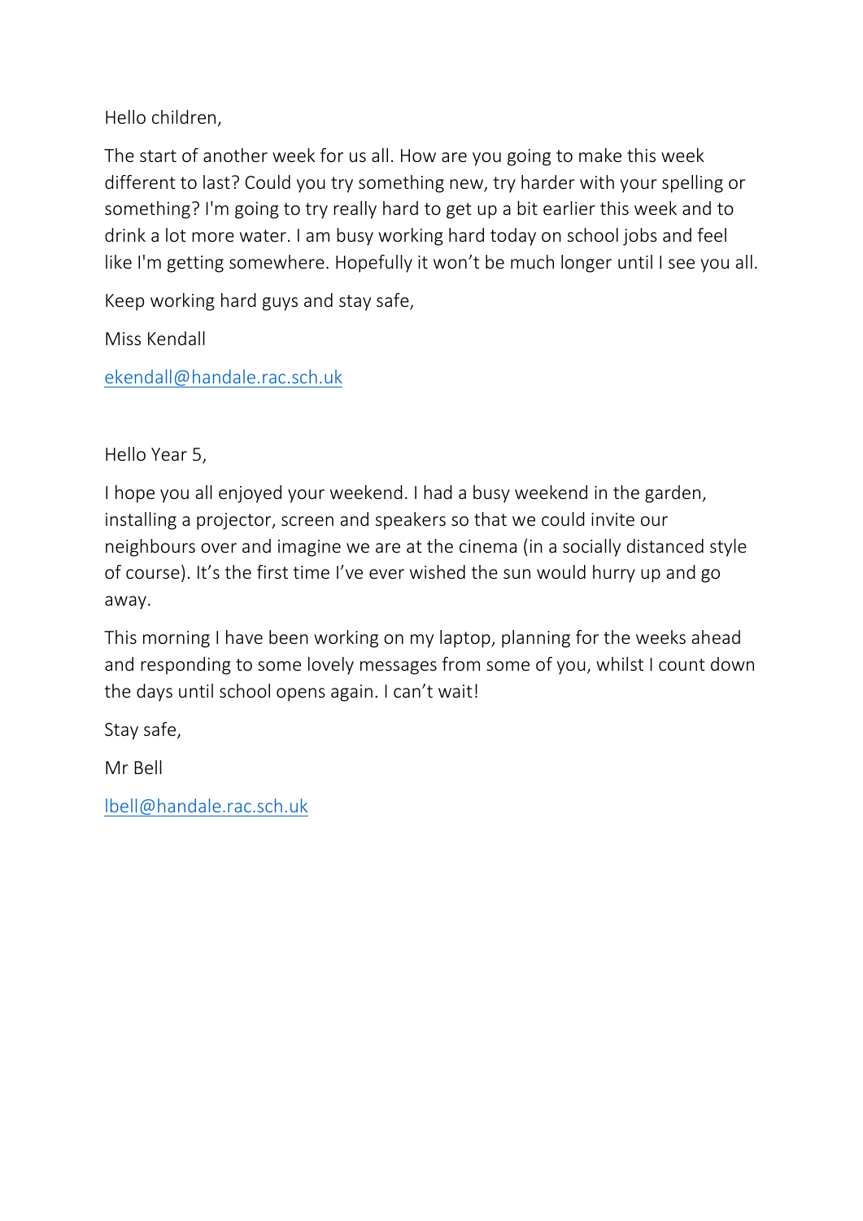Hello children,

The start of another week for us all. How are you going to make this week different to last? Could you try something new, try harder with your spelling or something? I'm going to try really hard to get up a bit earlier this week and to drink a lot more water. I am busy working hard today on school jobs and feel like I'm getting somewhere. Hopefully it won't be much longer until I see you all.

Keep working hard guys and stay safe,

Miss Kendall

ekendall@handale.rac.sch.uk

Hello Year 5,

I hope you all enjoyed your weekend. I had a busy weekend in the garden, installing a projector, screen and speakers so that we could invite our neighbours over and imagine we are at the cinema (in a socially distanced style of course). It's the first time I've ever wished the sun would hurry up and go away.

This morning I have been working on my laptop, planning for the weeks ahead and responding to some lovely messages from some of you, whilst I count down the days until school opens again. I can't wait!

Stay safe,

Mr Bell

lbell@handale.rac.sch.uk